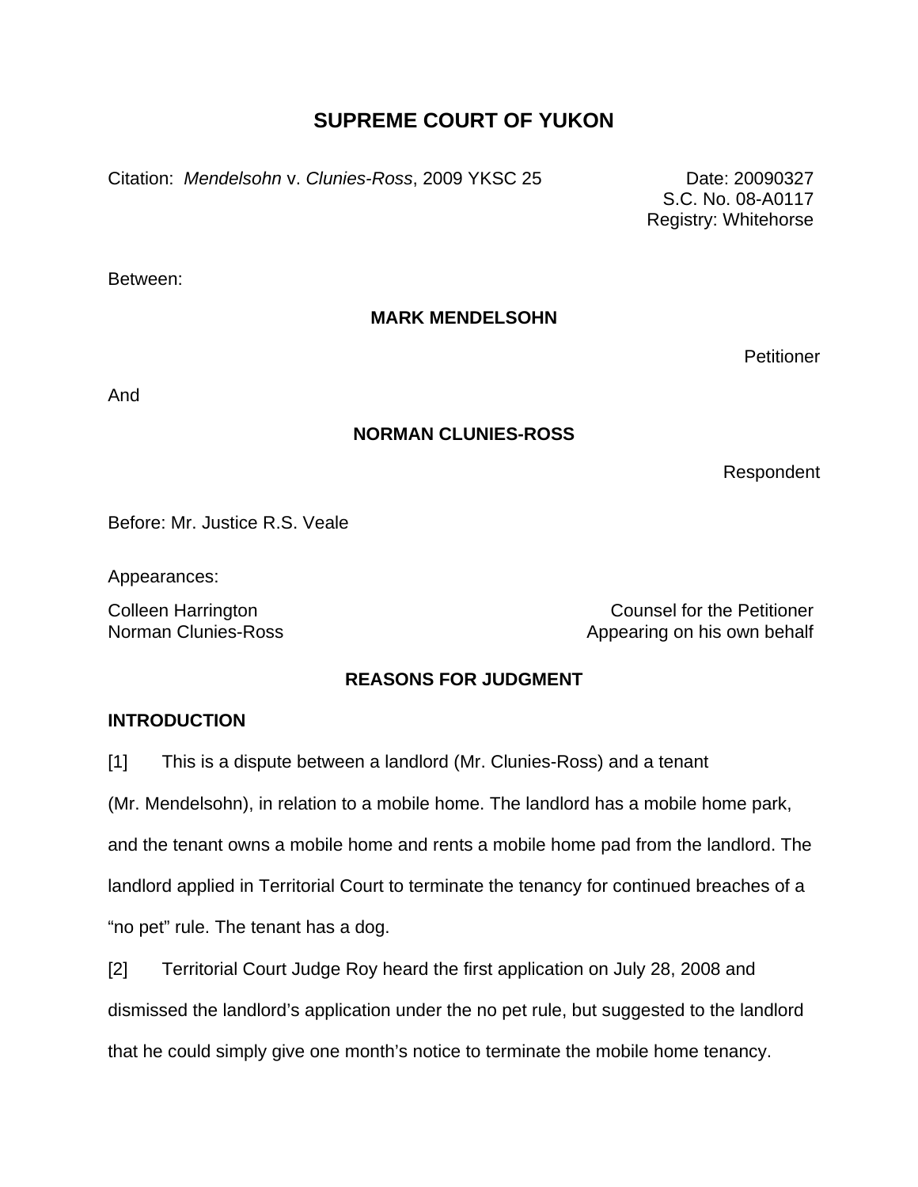# SUPREME COURT OF YUKON

Citation: *Mendelsohn* v. *Clunies-Ross*, 2009 YKSC 25

Date: 20090327
S.C. No. 08-A0117
Registry: Whitehorse

Between:

**MARK MENDELSOHN**

Petitioner

And

**NORMAN CLUNIES-ROSS**

Respondent

Before: Mr. Justice R.S. Veale

Appearances:

Colleen Harrington — Counsel for the Petitioner
Norman Clunies-Ross — Appearing on his own behalf

## REASONS FOR JUDGMENT

### INTRODUCTION

[1] This is a dispute between a landlord (Mr. Clunies-Ross) and a tenant (Mr. Mendelsohn), in relation to a mobile home. The landlord has a mobile home park, and the tenant owns a mobile home and rents a mobile home pad from the landlord. The landlord applied in Territorial Court to terminate the tenancy for continued breaches of a "no pet" rule. The tenant has a dog.

[2] Territorial Court Judge Roy heard the first application on July 28, 2008 and dismissed the landlord's application under the no pet rule, but suggested to the landlord that he could simply give one month's notice to terminate the mobile home tenancy.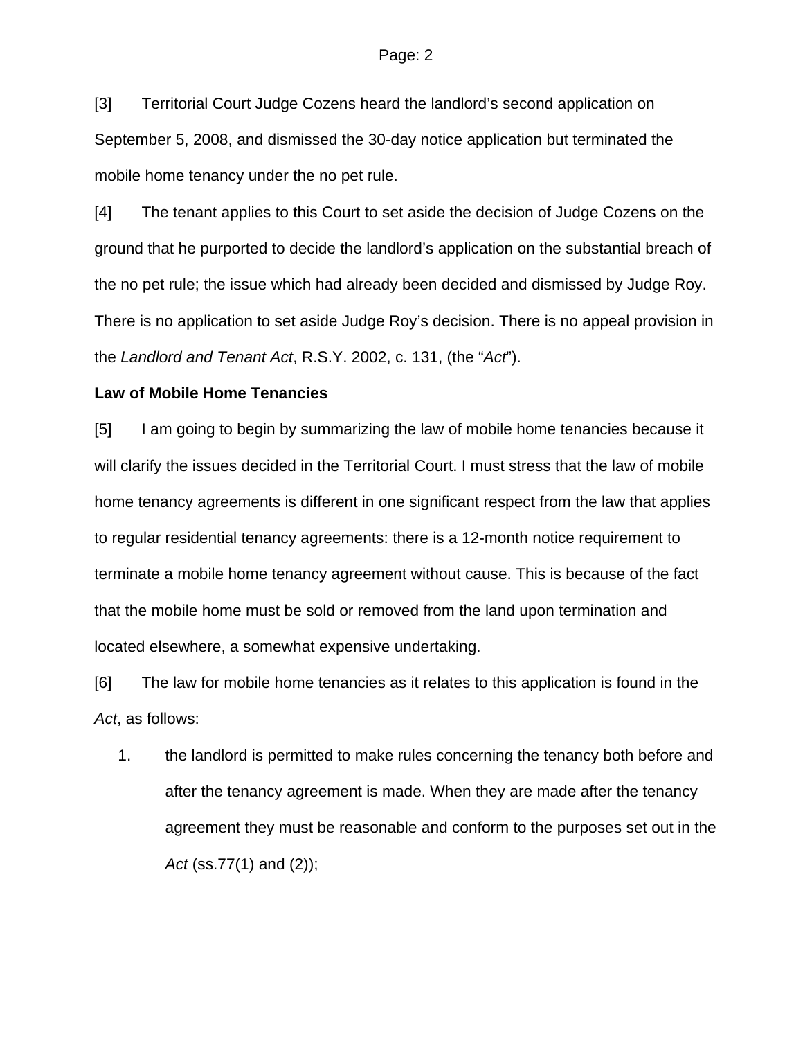[3] Territorial Court Judge Cozens heard the landlord's second application on September 5, 2008, and dismissed the 30-day notice application but terminated the mobile home tenancy under the no pet rule.

[4] The tenant applies to this Court to set aside the decision of Judge Cozens on the ground that he purported to decide the landlord's application on the substantial breach of the no pet rule; the issue which had already been decided and dismissed by Judge Roy. There is no application to set aside Judge Roy's decision. There is no appeal provision in the *Landlord and Tenant Act*, R.S.Y. 2002, c. 131, (the "*Act*").

**Law of Mobile Home Tenancies**

[5] I am going to begin by summarizing the law of mobile home tenancies because it will clarify the issues decided in the Territorial Court. I must stress that the law of mobile home tenancy agreements is different in one significant respect from the law that applies to regular residential tenancy agreements: there is a 12-month notice requirement to terminate a mobile home tenancy agreement without cause. This is because of the fact that the mobile home must be sold or removed from the land upon termination and located elsewhere, a somewhat expensive undertaking.

[6] The law for mobile home tenancies as it relates to this application is found in the *Act*, as follows:

1. the landlord is permitted to make rules concerning the tenancy both before and after the tenancy agreement is made. When they are made after the tenancy agreement they must be reasonable and conform to the purposes set out in the *Act* (ss.77(1) and (2));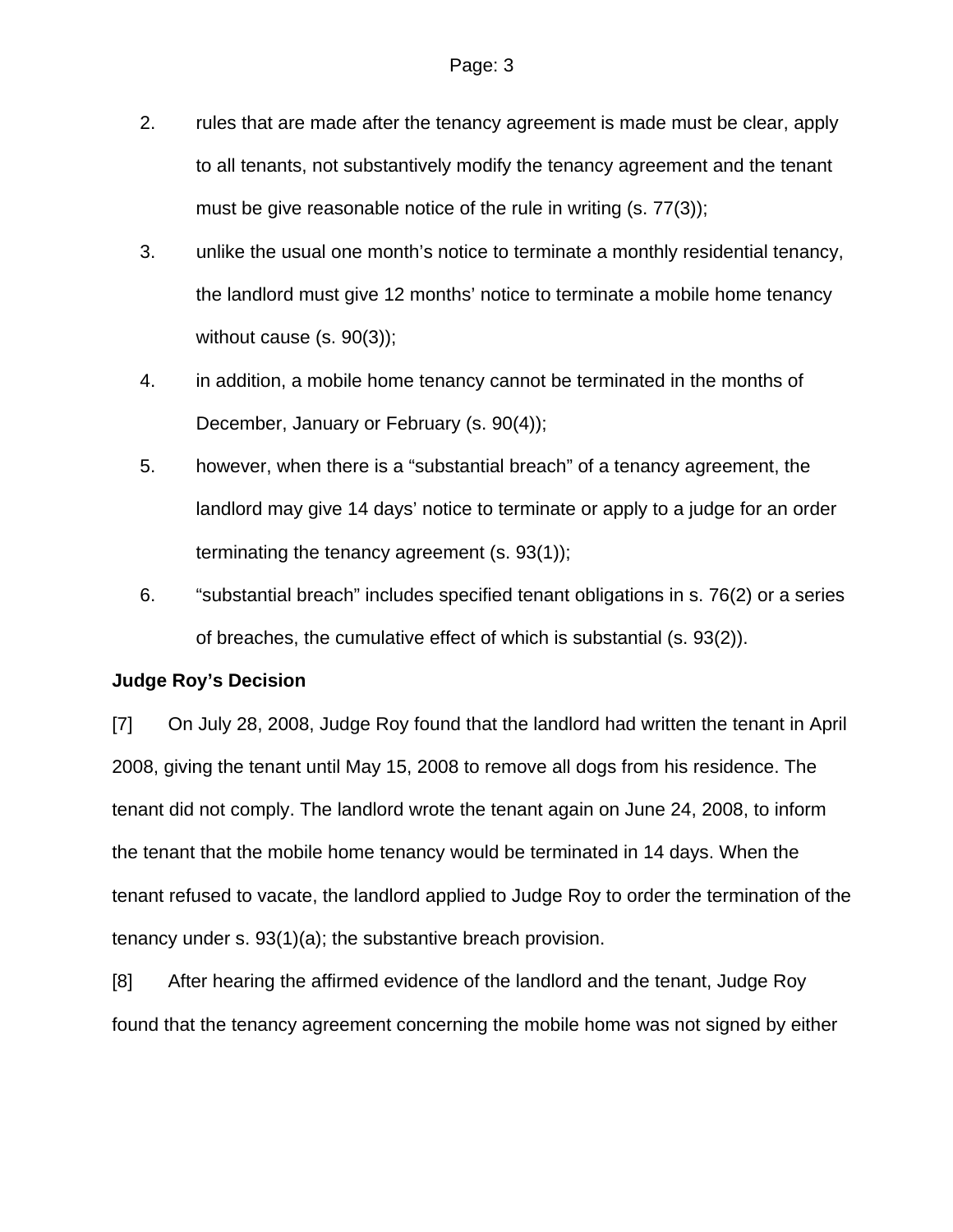2. rules that are made after the tenancy agreement is made must be clear, apply to all tenants, not substantively modify the tenancy agreement and the tenant must be give reasonable notice of the rule in writing (s. 77(3));
3. unlike the usual one month's notice to terminate a monthly residential tenancy, the landlord must give 12 months' notice to terminate a mobile home tenancy without cause (s. 90(3));
4. in addition, a mobile home tenancy cannot be terminated in the months of December, January or February (s. 90(4));
5. however, when there is a "substantial breach" of a tenancy agreement, the landlord may give 14 days' notice to terminate or apply to a judge for an order terminating the tenancy agreement (s. 93(1));
6. "substantial breach" includes specified tenant obligations in s. 76(2) or a series of breaches, the cumulative effect of which is substantial (s. 93(2)).

**Judge Roy's Decision**

[7] On July 28, 2008, Judge Roy found that the landlord had written the tenant in April 2008, giving the tenant until May 15, 2008 to remove all dogs from his residence. The tenant did not comply. The landlord wrote the tenant again on June 24, 2008, to inform the tenant that the mobile home tenancy would be terminated in 14 days. When the tenant refused to vacate, the landlord applied to Judge Roy to order the termination of the tenancy under s. 93(1)(a); the substantive breach provision.

[8] After hearing the affirmed evidence of the landlord and the tenant, Judge Roy found that the tenancy agreement concerning the mobile home was not signed by either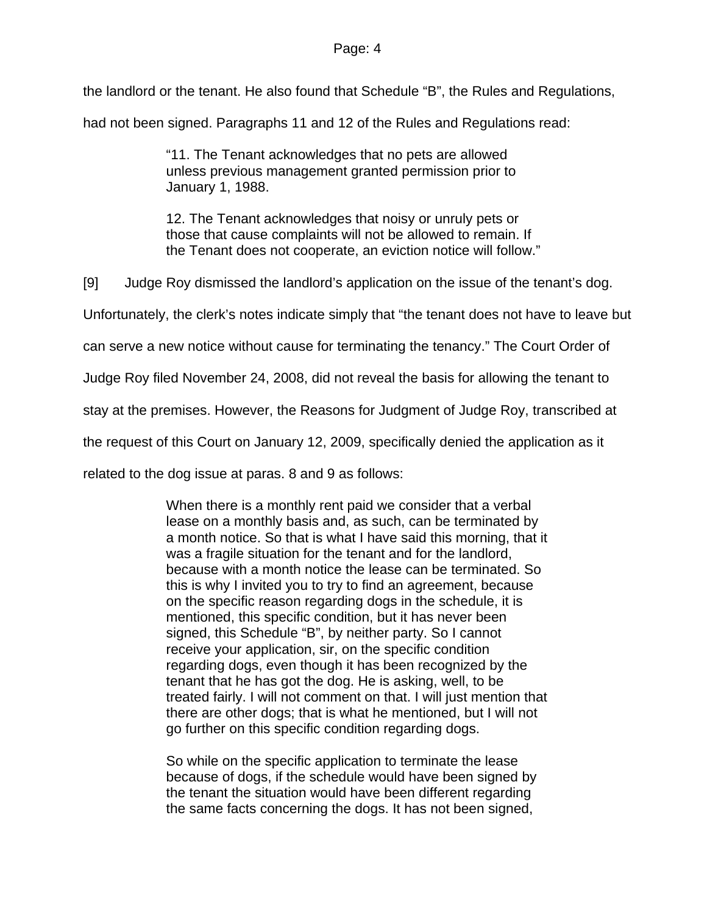the landlord or the tenant. He also found that Schedule “B”, the Rules and Regulations, had not been signed. Paragraphs 11 and 12 of the Rules and Regulations read:

> “11. The Tenant acknowledges that no pets are allowed unless previous management granted permission prior to January 1, 1988.
>
> 12. The Tenant acknowledges that noisy or unruly pets or those that cause complaints will not be allowed to remain. If the Tenant does not cooperate, an eviction notice will follow.”

[9] Judge Roy dismissed the landlord’s application on the issue of the tenant’s dog. Unfortunately, the clerk’s notes indicate simply that “the tenant does not have to leave but can serve a new notice without cause for terminating the tenancy.” The Court Order of Judge Roy filed November 24, 2008, did not reveal the basis for allowing the tenant to stay at the premises. However, the Reasons for Judgment of Judge Roy, transcribed at the request of this Court on January 12, 2009, specifically denied the application as it related to the dog issue at paras. 8 and 9 as follows:

> When there is a monthly rent paid we consider that a verbal lease on a monthly basis and, as such, can be terminated by a month notice. So that is what I have said this morning, that it was a fragile situation for the tenant and for the landlord, because with a month notice the lease can be terminated. So this is why I invited you to try to find an agreement, because on the specific reason regarding dogs in the schedule, it is mentioned, this specific condition, but it has never been signed, this Schedule “B”, by neither party. So I cannot receive your application, sir, on the specific condition regarding dogs, even though it has been recognized by the tenant that he has got the dog. He is asking, well, to be treated fairly. I will not comment on that. I will just mention that there are other dogs; that is what he mentioned, but I will not go further on this specific condition regarding dogs.
>
> So while on the specific application to terminate the lease because of dogs, if the schedule would have been signed by the tenant the situation would have been different regarding the same facts concerning the dogs. It has not been signed,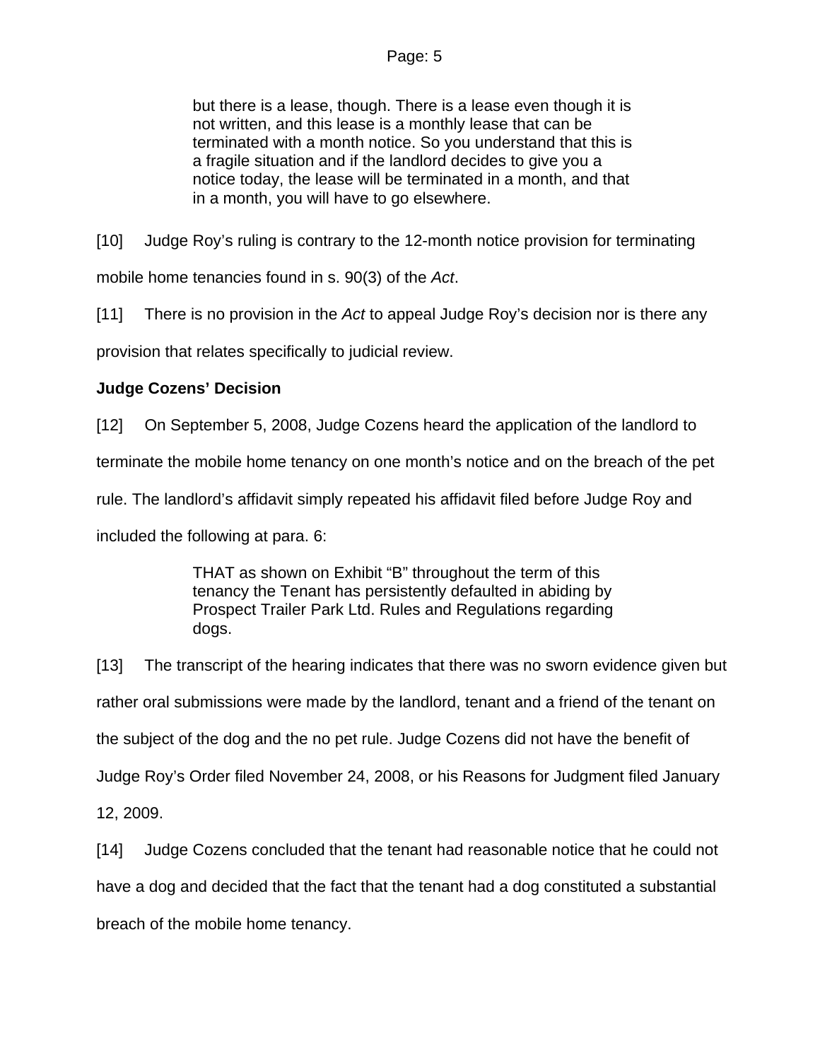> but there is a lease, though. There is a lease even though it is not written, and this lease is a monthly lease that can be terminated with a month notice. So you understand that this is a fragile situation and if the landlord decides to give you a notice today, the lease will be terminated in a month, and that in a month, you will have to go elsewhere.

[10] Judge Roy's ruling is contrary to the 12-month notice provision for terminating mobile home tenancies found in s. 90(3) of the *Act*.

[11] There is no provision in the *Act* to appeal Judge Roy's decision nor is there any provision that relates specifically to judicial review.

**Judge Cozens' Decision**

[12] On September 5, 2008, Judge Cozens heard the application of the landlord to terminate the mobile home tenancy on one month's notice and on the breach of the pet rule. The landlord's affidavit simply repeated his affidavit filed before Judge Roy and included the following at para. 6:

> THAT as shown on Exhibit "B" throughout the term of this tenancy the Tenant has persistently defaulted in abiding by Prospect Trailer Park Ltd. Rules and Regulations regarding dogs.

[13] The transcript of the hearing indicates that there was no sworn evidence given but rather oral submissions were made by the landlord, tenant and a friend of the tenant on the subject of the dog and the no pet rule. Judge Cozens did not have the benefit of Judge Roy's Order filed November 24, 2008, or his Reasons for Judgment filed January 12, 2009.

[14] Judge Cozens concluded that the tenant had reasonable notice that he could not have a dog and decided that the fact that the tenant had a dog constituted a substantial breach of the mobile home tenancy.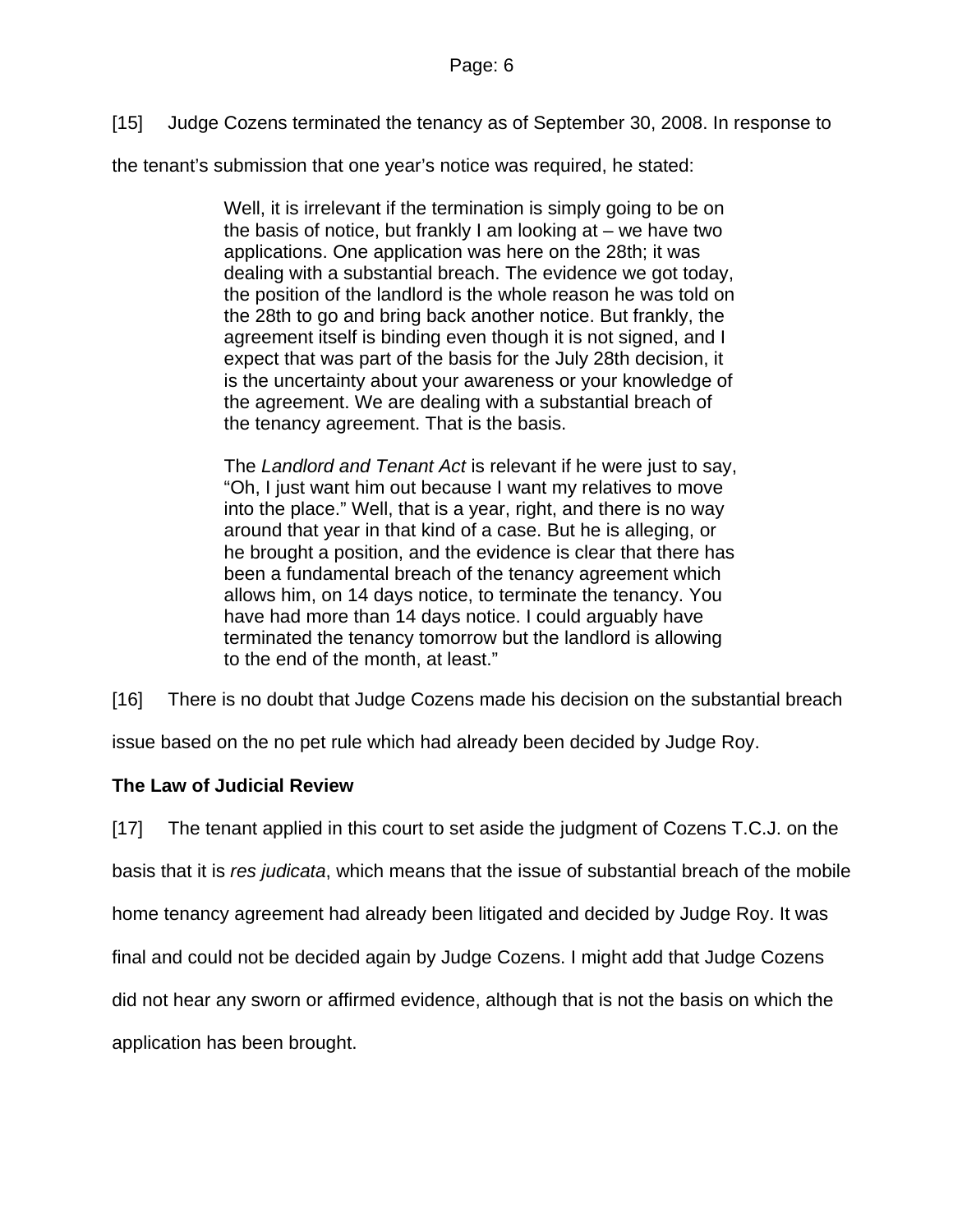[15] Judge Cozens terminated the tenancy as of September 30, 2008. In response to the tenant's submission that one year's notice was required, he stated:

> Well, it is irrelevant if the termination is simply going to be on the basis of notice, but frankly I am looking at – we have two applications. One application was here on the 28th; it was dealing with a substantial breach. The evidence we got today, the position of the landlord is the whole reason he was told on the 28th to go and bring back another notice. But frankly, the agreement itself is binding even though it is not signed, and I expect that was part of the basis for the July 28th decision, it is the uncertainty about your awareness or your knowledge of the agreement. We are dealing with a substantial breach of the tenancy agreement. That is the basis.
>
> The *Landlord and Tenant Act* is relevant if he were just to say, "Oh, I just want him out because I want my relatives to move into the place." Well, that is a year, right, and there is no way around that year in that kind of a case. But he is alleging, or he brought a position, and the evidence is clear that there has been a fundamental breach of the tenancy agreement which allows him, on 14 days notice, to terminate the tenancy. You have had more than 14 days notice. I could arguably have terminated the tenancy tomorrow but the landlord is allowing to the end of the month, at least."

[16] There is no doubt that Judge Cozens made his decision on the substantial breach issue based on the no pet rule which had already been decided by Judge Roy.

**The Law of Judicial Review**

[17] The tenant applied in this court to set aside the judgment of Cozens T.C.J. on the basis that it is *res judicata*, which means that the issue of substantial breach of the mobile home tenancy agreement had already been litigated and decided by Judge Roy. It was final and could not be decided again by Judge Cozens. I might add that Judge Cozens did not hear any sworn or affirmed evidence, although that is not the basis on which the application has been brought.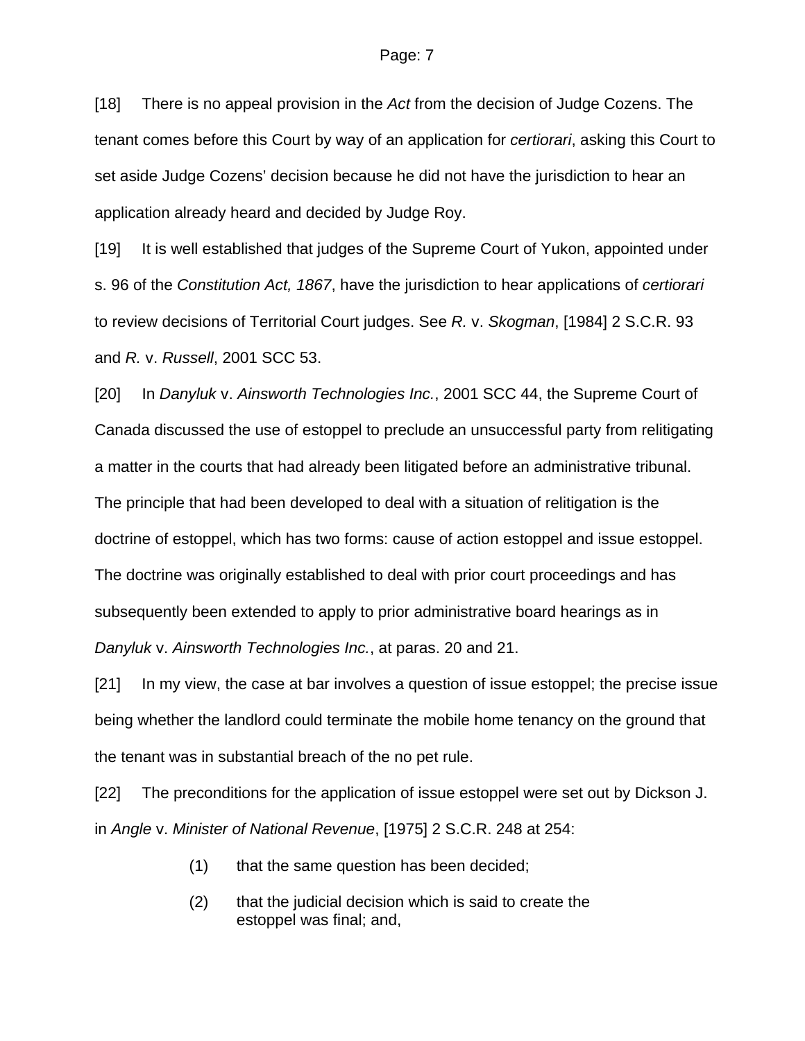[18] There is no appeal provision in the *Act* from the decision of Judge Cozens. The tenant comes before this Court by way of an application for *certiorari*, asking this Court to set aside Judge Cozens' decision because he did not have the jurisdiction to hear an application already heard and decided by Judge Roy.

[19] It is well established that judges of the Supreme Court of Yukon, appointed under s. 96 of the *Constitution Act, 1867*, have the jurisdiction to hear applications of *certiorari* to review decisions of Territorial Court judges. See *R.* v. *Skogman*, [1984] 2 S.C.R. 93 and *R.* v. *Russell*, 2001 SCC 53.

[20] In *Danyluk* v. *Ainsworth Technologies Inc.*, 2001 SCC 44, the Supreme Court of Canada discussed the use of estoppel to preclude an unsuccessful party from relitigating a matter in the courts that had already been litigated before an administrative tribunal. The principle that had been developed to deal with a situation of relitigation is the doctrine of estoppel, which has two forms: cause of action estoppel and issue estoppel. The doctrine was originally established to deal with prior court proceedings and has subsequently been extended to apply to prior administrative board hearings as in *Danyluk* v. *Ainsworth Technologies Inc.*, at paras. 20 and 21.

[21] In my view, the case at bar involves a question of issue estoppel; the precise issue being whether the landlord could terminate the mobile home tenancy on the ground that the tenant was in substantial breach of the no pet rule.

[22] The preconditions for the application of issue estoppel were set out by Dickson J. in *Angle* v. *Minister of National Revenue*, [1975] 2 S.C.R. 248 at 254:

> (1) that the same question has been decided;
>
> (2) that the judicial decision which is said to create the estoppel was final; and,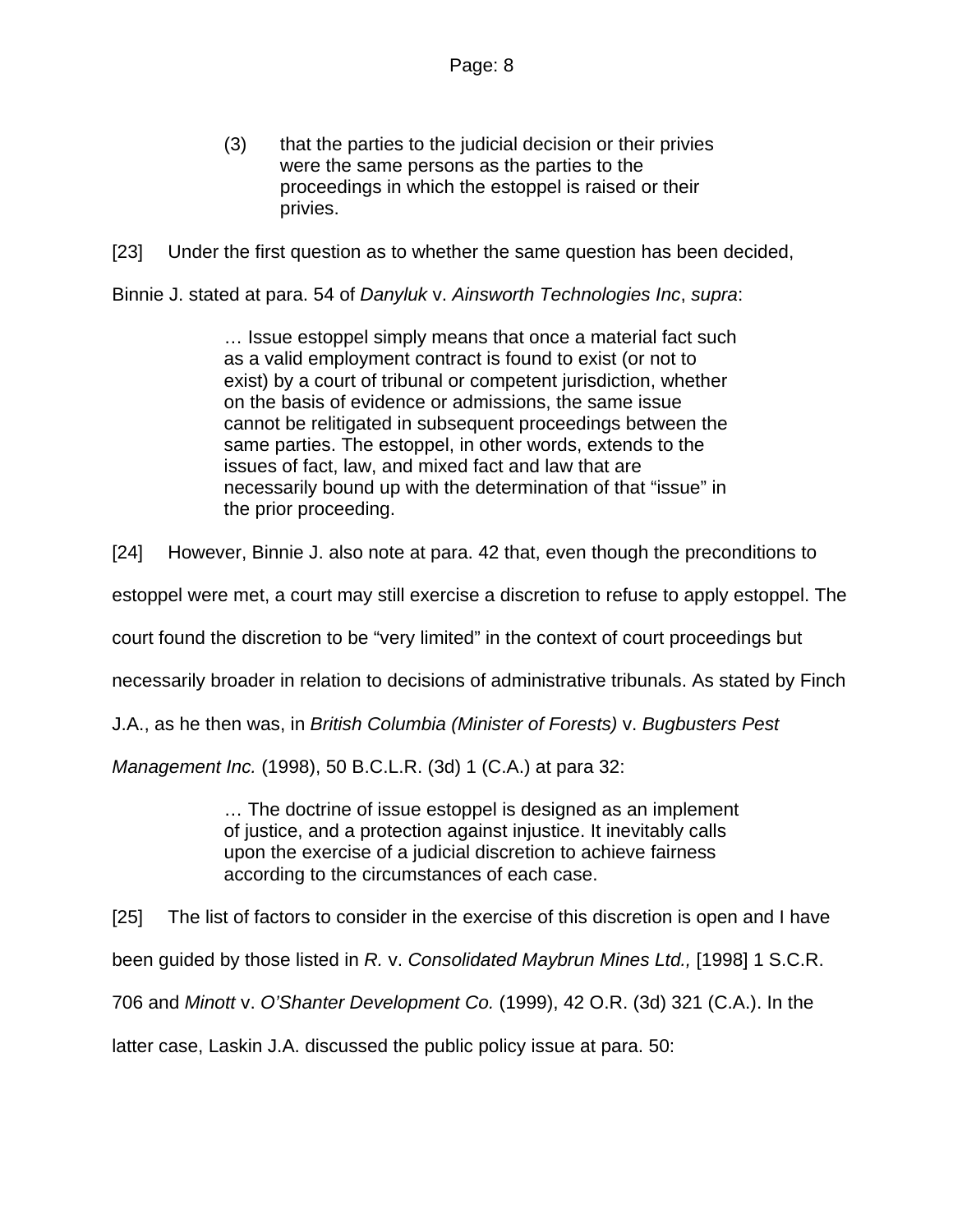> (3) that the parties to the judicial decision or their privies were the same persons as the parties to the proceedings in which the estoppel is raised or their privies.

[23] Under the first question as to whether the same question has been decided, Binnie J. stated at para. 54 of *Danyluk* v. *Ainsworth Technologies Inc*, *supra*:

> … Issue estoppel simply means that once a material fact such as a valid employment contract is found to exist (or not to exist) by a court of tribunal or competent jurisdiction, whether on the basis of evidence or admissions, the same issue cannot be relitigated in subsequent proceedings between the same parties. The estoppel, in other words, extends to the issues of fact, law, and mixed fact and law that are necessarily bound up with the determination of that "issue" in the prior proceeding.

[24] However, Binnie J. also note at para. 42 that, even though the preconditions to estoppel were met, a court may still exercise a discretion to refuse to apply estoppel. The court found the discretion to be "very limited" in the context of court proceedings but necessarily broader in relation to decisions of administrative tribunals. As stated by Finch J.A., as he then was, in *British Columbia (Minister of Forests)* v. *Bugbusters Pest Management Inc.* (1998), 50 B.C.L.R. (3d) 1 (C.A.) at para 32:

> … The doctrine of issue estoppel is designed as an implement of justice, and a protection against injustice. It inevitably calls upon the exercise of a judicial discretion to achieve fairness according to the circumstances of each case.

[25] The list of factors to consider in the exercise of this discretion is open and I have been guided by those listed in *R.* v. *Consolidated Maybrun Mines Ltd.,* [1998] 1 S.C.R. 706 and *Minott* v. *O'Shanter Development Co.* (1999), 42 O.R. (3d) 321 (C.A.). In the latter case, Laskin J.A. discussed the public policy issue at para. 50: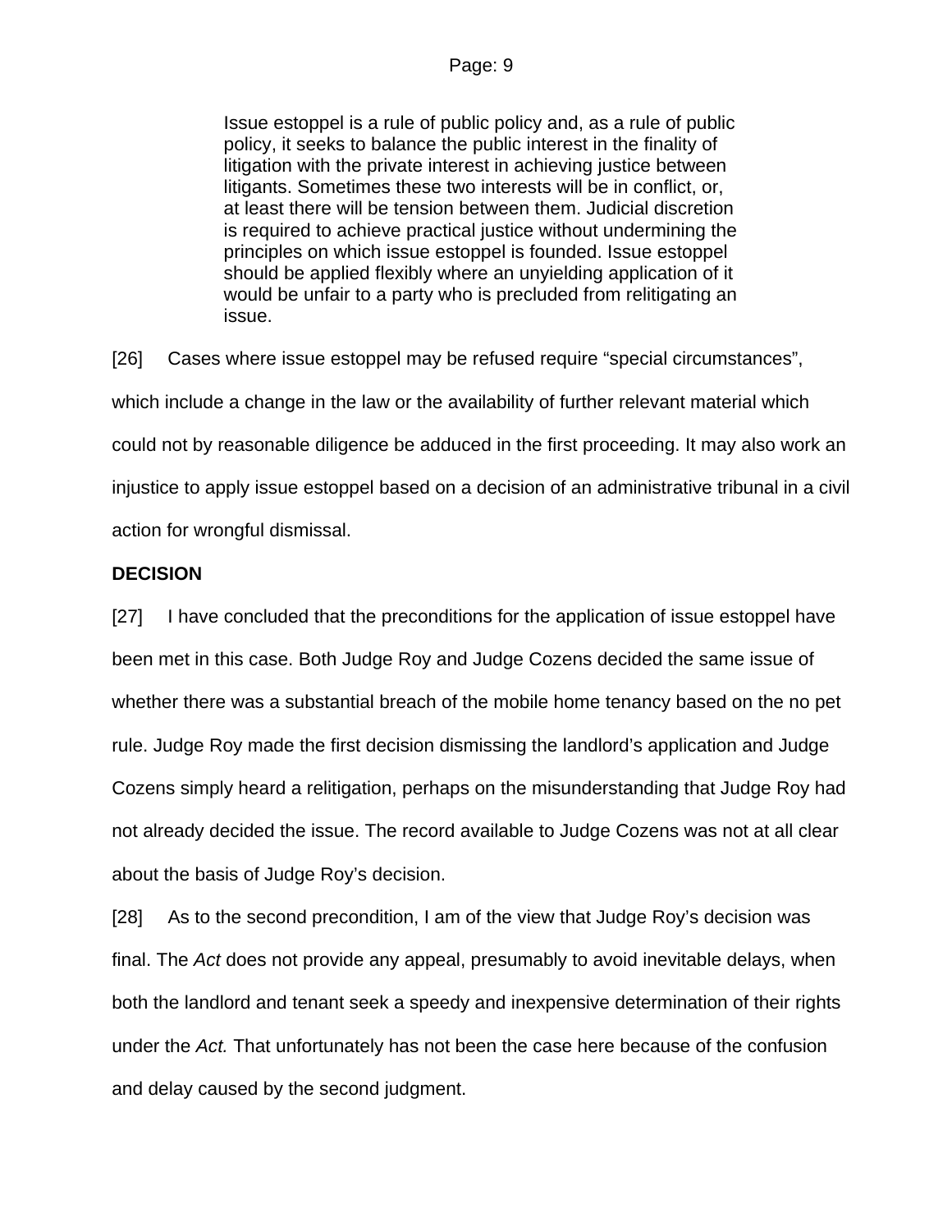> Issue estoppel is a rule of public policy and, as a rule of public policy, it seeks to balance the public interest in the finality of litigation with the private interest in achieving justice between litigants. Sometimes these two interests will be in conflict, or, at least there will be tension between them. Judicial discretion is required to achieve practical justice without undermining the principles on which issue estoppel is founded. Issue estoppel should be applied flexibly where an unyielding application of it would be unfair to a party who is precluded from relitigating an issue.

[26] Cases where issue estoppel may be refused require “special circumstances”, which include a change in the law or the availability of further relevant material which could not by reasonable diligence be adduced in the first proceeding. It may also work an injustice to apply issue estoppel based on a decision of an administrative tribunal in a civil action for wrongful dismissal.

**DECISION**

[27] I have concluded that the preconditions for the application of issue estoppel have been met in this case. Both Judge Roy and Judge Cozens decided the same issue of whether there was a substantial breach of the mobile home tenancy based on the no pet rule. Judge Roy made the first decision dismissing the landlord’s application and Judge Cozens simply heard a relitigation, perhaps on the misunderstanding that Judge Roy had not already decided the issue. The record available to Judge Cozens was not at all clear about the basis of Judge Roy’s decision.

[28] As to the second precondition, I am of the view that Judge Roy’s decision was final. The *Act* does not provide any appeal, presumably to avoid inevitable delays, when both the landlord and tenant seek a speedy and inexpensive determination of their rights under the *Act.* That unfortunately has not been the case here because of the confusion and delay caused by the second judgment.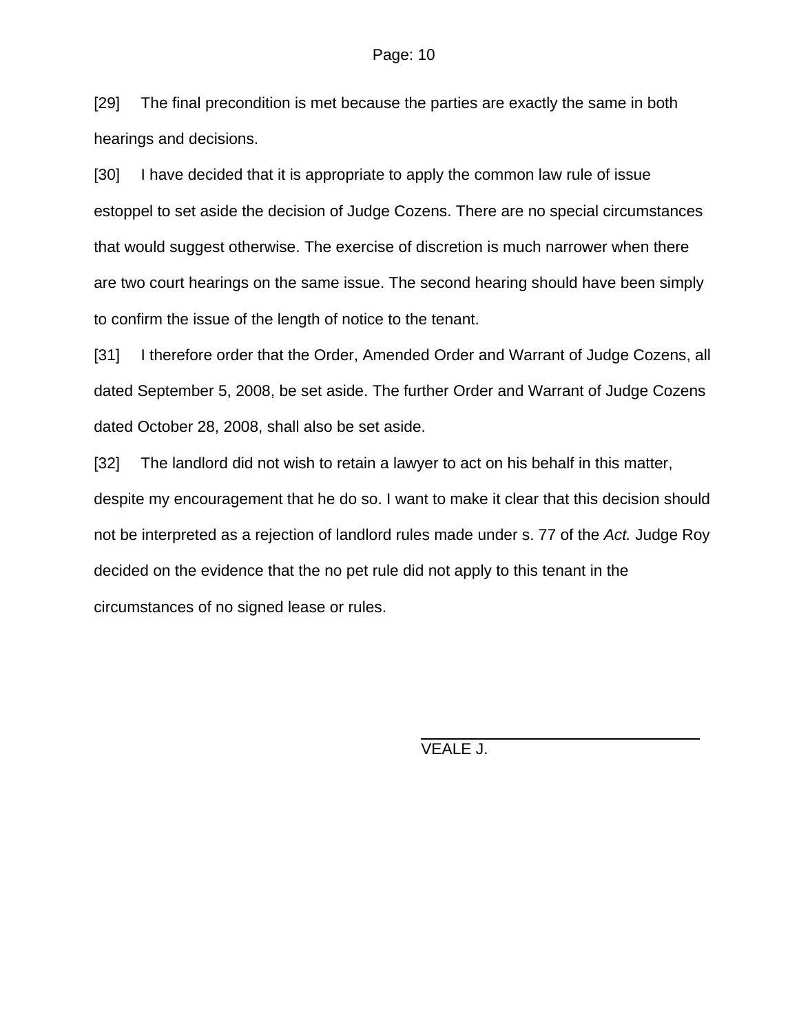[29] The final precondition is met because the parties are exactly the same in both hearings and decisions.

[30] I have decided that it is appropriate to apply the common law rule of issue estoppel to set aside the decision of Judge Cozens. There are no special circumstances that would suggest otherwise. The exercise of discretion is much narrower when there are two court hearings on the same issue. The second hearing should have been simply to confirm the issue of the length of notice to the tenant.

[31] I therefore order that the Order, Amended Order and Warrant of Judge Cozens, all dated September 5, 2008, be set aside. The further Order and Warrant of Judge Cozens dated October 28, 2008, shall also be set aside.

[32] The landlord did not wish to retain a lawyer to act on his behalf in this matter, despite my encouragement that he do so. I want to make it clear that this decision should not be interpreted as a rejection of landlord rules made under s. 77 of the *Act.* Judge Roy decided on the evidence that the no pet rule did not apply to this tenant in the circumstances of no signed lease or rules.

VEALE J.